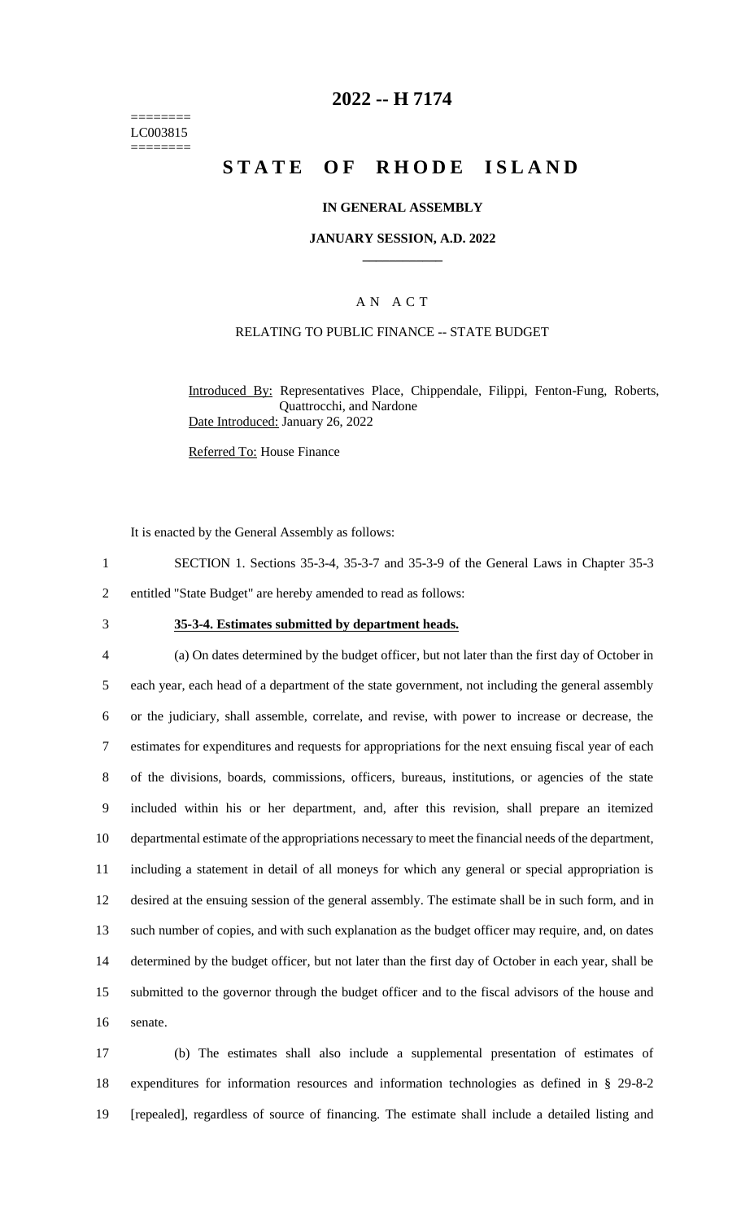========
LC003815
========

# 2022 -- H 7174

# STATE OF RHODE ISLAND

**IN GENERAL ASSEMBLY**

**JANUARY SESSION, A.D. 2022**

____________

A N A C T

RELATING TO PUBLIC FINANCE -- STATE BUDGET

Introduced By: Representatives Place, Chippendale, Filippi, Fenton-Fung, Roberts, Quattrocchi, and Nardone

Date Introduced: January 26, 2022

Referred To: House Finance

It is enacted by the General Assembly as follows:

1 SECTION 1. Sections 35-3-4, 35-3-7 and 35-3-9 of the General Laws in Chapter 35-3
2 entitled "State Budget" are hereby amended to read as follows:

3 **35-3-4. Estimates submitted by department heads.**

4 (a) On dates determined by the budget officer, but not later than the first day of October in
5 each year, each head of a department of the state government, not including the general assembly
6 or the judiciary, shall assemble, correlate, and revise, with power to increase or decrease, the
7 estimates for expenditures and requests for appropriations for the next ensuing fiscal year of each
8 of the divisions, boards, commissions, officers, bureaus, institutions, or agencies of the state
9 included within his or her department, and, after this revision, shall prepare an itemized
10 departmental estimate of the appropriations necessary to meet the financial needs of the department,
11 including a statement in detail of all moneys for which any general or special appropriation is
12 desired at the ensuing session of the general assembly. The estimate shall be in such form, and in
13 such number of copies, and with such explanation as the budget officer may require, and, on dates
14 determined by the budget officer, but not later than the first day of October in each year, shall be
15 submitted to the governor through the budget officer and to the fiscal advisors of the house and
16 senate.

17 (b) The estimates shall also include a supplemental presentation of estimates of
18 expenditures for information resources and information technologies as defined in § 29-8-2
19 [repealed], regardless of source of financing. The estimate shall include a detailed listing and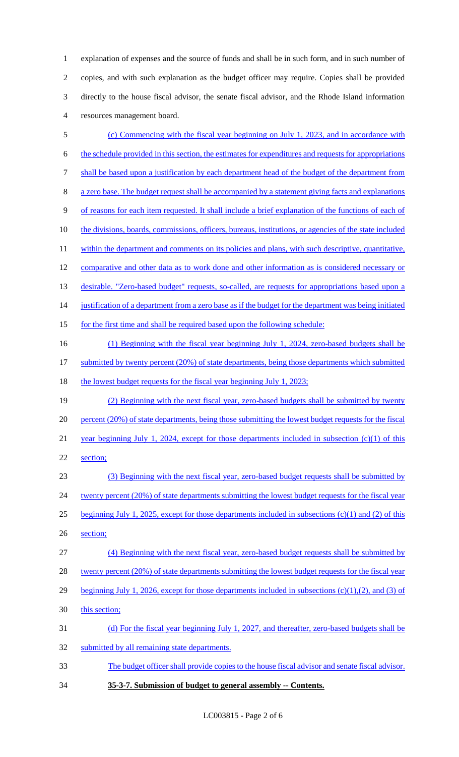explanation of expenses and the source of funds and shall be in such form, and in such number of copies, and with such explanation as the budget officer may require. Copies shall be provided directly to the house fiscal advisor, the senate fiscal advisor, and the Rhode Island information resources management board.

(c) Commencing with the fiscal year beginning on July 1, 2023, and in accordance with the schedule provided in this section, the estimates for expenditures and requests for appropriations shall be based upon a justification by each department head of the budget of the department from a zero base. The budget request shall be accompanied by a statement giving facts and explanations of reasons for each item requested. It shall include a brief explanation of the functions of each of the divisions, boards, commissions, officers, bureaus, institutions, or agencies of the state included within the department and comments on its policies and plans, with such descriptive, quantitative, comparative and other data as to work done and other information as is considered necessary or desirable. "Zero-based budget" requests, so-called, are requests for appropriations based upon a justification of a department from a zero base as if the budget for the department was being initiated for the first time and shall be required based upon the following schedule:

(1) Beginning with the fiscal year beginning July 1, 2024, zero-based budgets shall be submitted by twenty percent (20%) of state departments, being those departments which submitted the lowest budget requests for the fiscal year beginning July 1, 2023;

(2) Beginning with the next fiscal year, zero-based budgets shall be submitted by twenty percent (20%) of state departments, being those submitting the lowest budget requests for the fiscal year beginning July 1, 2024, except for those departments included in subsection (c)(1) of this section;

(3) Beginning with the next fiscal year, zero-based budget requests shall be submitted by twenty percent (20%) of state departments submitting the lowest budget requests for the fiscal year beginning July 1, 2025, except for those departments included in subsections (c)(1) and (2) of this section;

(4) Beginning with the next fiscal year, zero-based budget requests shall be submitted by twenty percent (20%) of state departments submitting the lowest budget requests for the fiscal year beginning July 1, 2026, except for those departments included in subsections (c)(1),(2), and (3) of this section;

(d) For the fiscal year beginning July 1, 2027, and thereafter, zero-based budgets shall be submitted by all remaining state departments.

The budget officer shall provide copies to the house fiscal advisor and senate fiscal advisor.

**35-3-7. Submission of budget to general assembly -- Contents.**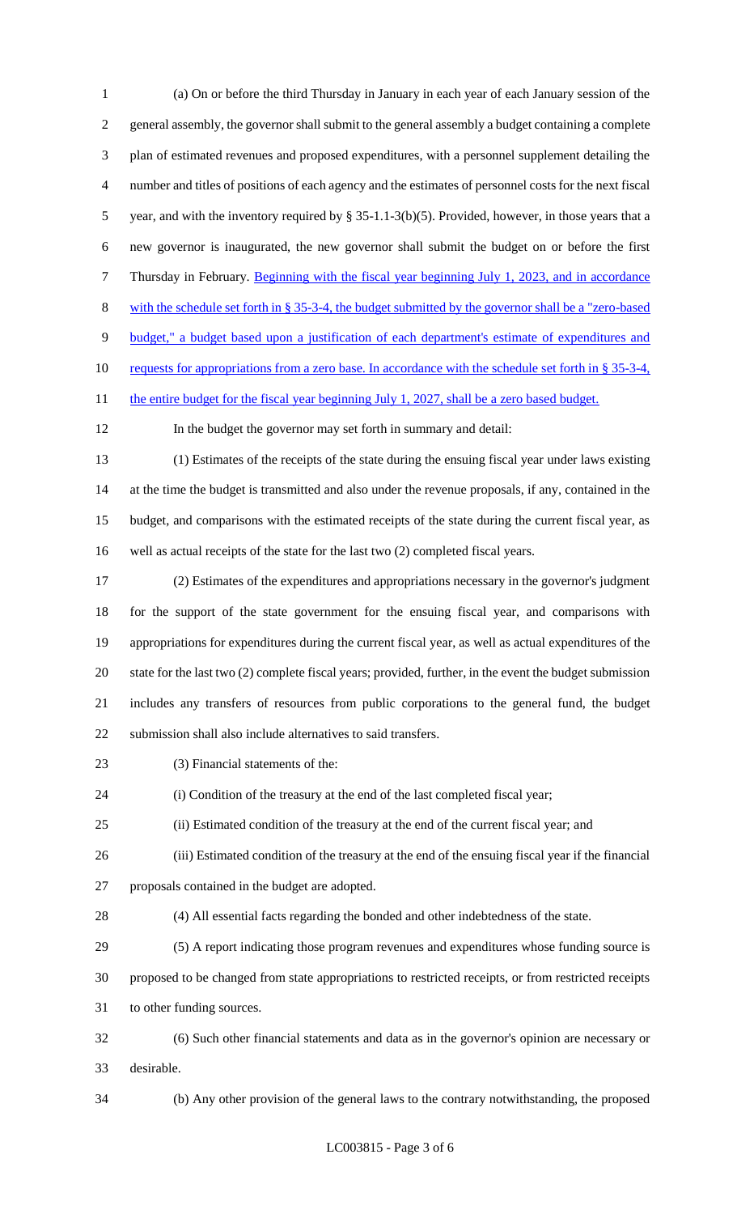(a) On or before the third Thursday in January in each year of each January session of the general assembly, the governor shall submit to the general assembly a budget containing a complete plan of estimated revenues and proposed expenditures, with a personnel supplement detailing the number and titles of positions of each agency and the estimates of personnel costs for the next fiscal year, and with the inventory required by § 35-1.1-3(b)(5). Provided, however, in those years that a new governor is inaugurated, the new governor shall submit the budget on or before the first Thursday in February. Beginning with the fiscal year beginning July 1, 2023, and in accordance with the schedule set forth in § 35-3-4, the budget submitted by the governor shall be a "zero-based budget," a budget based upon a justification of each department's estimate of expenditures and requests for appropriations from a zero base. In accordance with the schedule set forth in § 35-3-4, the entire budget for the fiscal year beginning July 1, 2027, shall be a zero based budget.

In the budget the governor may set forth in summary and detail:

(1) Estimates of the receipts of the state during the ensuing fiscal year under laws existing at the time the budget is transmitted and also under the revenue proposals, if any, contained in the budget, and comparisons with the estimated receipts of the state during the current fiscal year, as well as actual receipts of the state for the last two (2) completed fiscal years.

(2) Estimates of the expenditures and appropriations necessary in the governor's judgment for the support of the state government for the ensuing fiscal year, and comparisons with appropriations for expenditures during the current fiscal year, as well as actual expenditures of the state for the last two (2) complete fiscal years; provided, further, in the event the budget submission includes any transfers of resources from public corporations to the general fund, the budget submission shall also include alternatives to said transfers.

(3) Financial statements of the:

(i) Condition of the treasury at the end of the last completed fiscal year;

(ii) Estimated condition of the treasury at the end of the current fiscal year; and

(iii) Estimated condition of the treasury at the end of the ensuing fiscal year if the financial proposals contained in the budget are adopted.

(4) All essential facts regarding the bonded and other indebtedness of the state.

(5) A report indicating those program revenues and expenditures whose funding source is proposed to be changed from state appropriations to restricted receipts, or from restricted receipts to other funding sources.

(6) Such other financial statements and data as in the governor's opinion are necessary or desirable.

(b) Any other provision of the general laws to the contrary notwithstanding, the proposed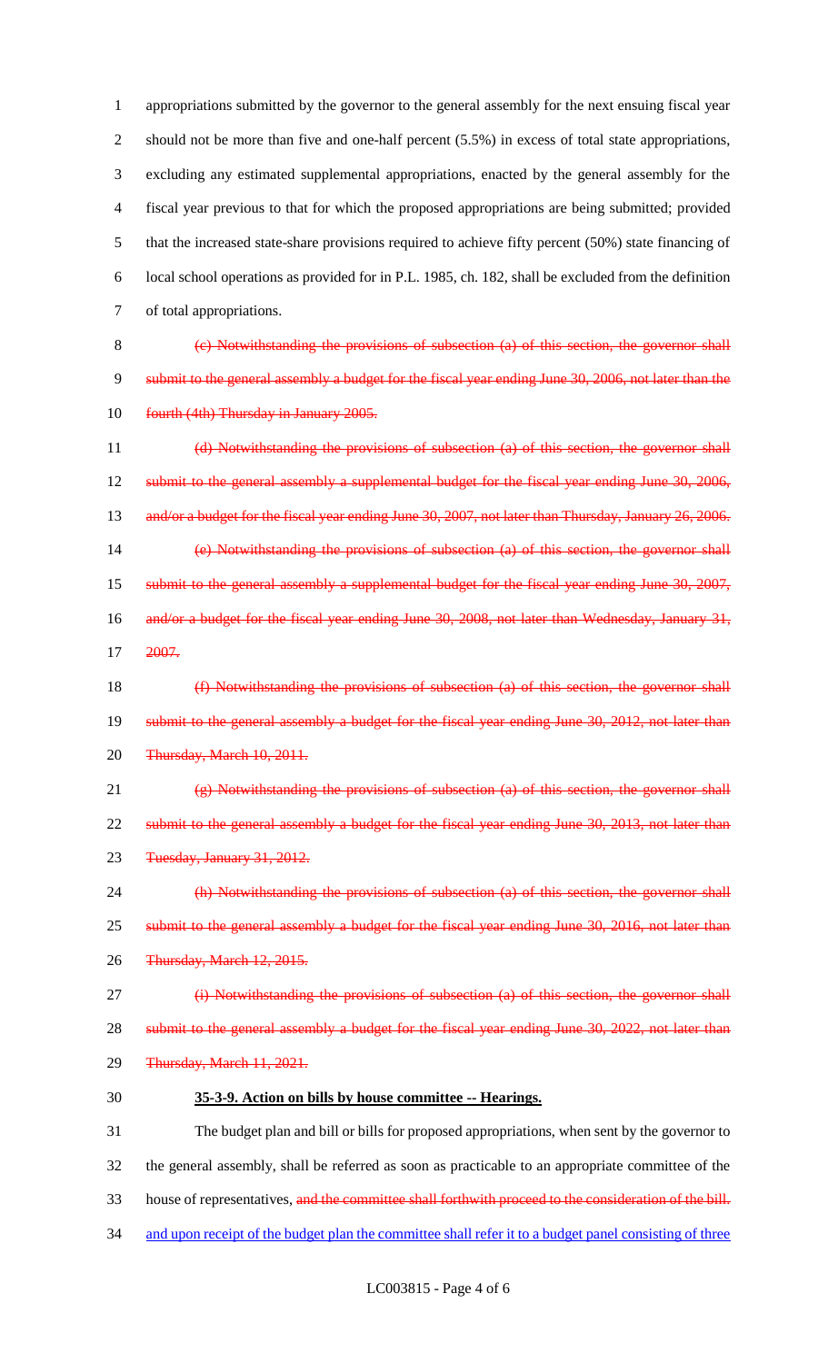appropriations submitted by the governor to the general assembly for the next ensuing fiscal year should not be more than five and one-half percent (5.5%) in excess of total state appropriations, excluding any estimated supplemental appropriations, enacted by the general assembly for the fiscal year previous to that for which the proposed appropriations are being submitted; provided that the increased state-share provisions required to achieve fifty percent (50%) state financing of local school operations as provided for in P.L. 1985, ch. 182, shall be excluded from the definition of total appropriations.

~~(c) Notwithstanding the provisions of subsection (a) of this section, the governor shall submit to the general assembly a budget for the fiscal year ending June 30, 2006, not later than the fourth (4th) Thursday in January 2005.~~

~~(d) Notwithstanding the provisions of subsection (a) of this section, the governor shall submit to the general assembly a supplemental budget for the fiscal year ending June 30, 2006, and/or a budget for the fiscal year ending June 30, 2007, not later than Thursday, January 26, 2006.~~

~~(e) Notwithstanding the provisions of subsection (a) of this section, the governor shall submit to the general assembly a supplemental budget for the fiscal year ending June 30, 2007, and/or a budget for the fiscal year ending June 30, 2008, not later than Wednesday, January 31, 2007.~~

~~(f) Notwithstanding the provisions of subsection (a) of this section, the governor shall submit to the general assembly a budget for the fiscal year ending June 30, 2012, not later than Thursday, March 10, 2011.~~

~~(g) Notwithstanding the provisions of subsection (a) of this section, the governor shall submit to the general assembly a budget for the fiscal year ending June 30, 2013, not later than Tuesday, January 31, 2012.~~

~~(h) Notwithstanding the provisions of subsection (a) of this section, the governor shall submit to the general assembly a budget for the fiscal year ending June 30, 2016, not later than Thursday, March 12, 2015.~~

~~(i) Notwithstanding the provisions of subsection (a) of this section, the governor shall submit to the general assembly a budget for the fiscal year ending June 30, 2022, not later than Thursday, March 11, 2021.~~

**35-3-9. Action on bills by house committee -- Hearings.**

The budget plan and bill or bills for proposed appropriations, when sent by the governor to the general assembly, shall be referred as soon as practicable to an appropriate committee of the house of representatives, ~~and the committee shall forthwith proceed to the consideration of the bill.~~ <u>and upon receipt of the budget plan the committee shall refer it to a budget panel consisting of three</u>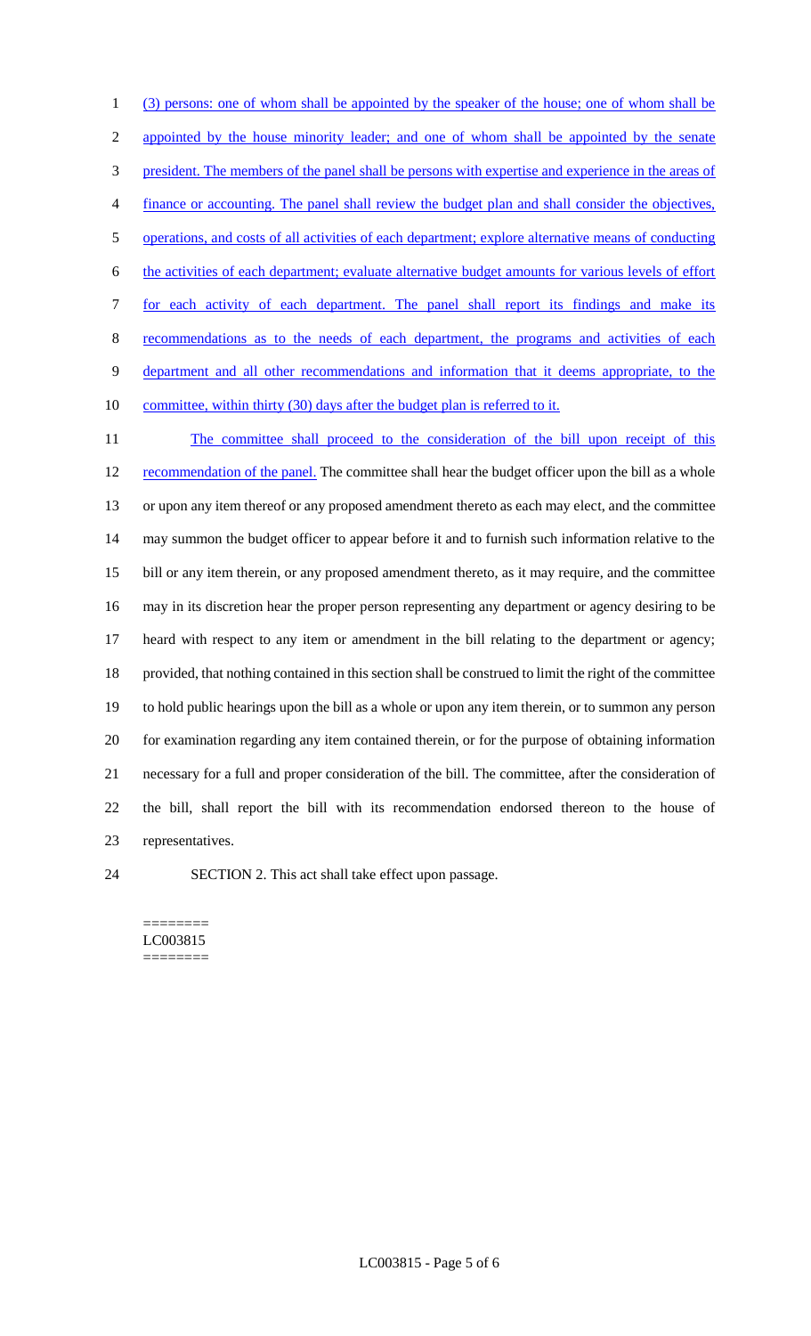(3) persons: one of whom shall be appointed by the speaker of the house; one of whom shall be appointed by the house minority leader; and one of whom shall be appointed by the senate president. The members of the panel shall be persons with expertise and experience in the areas of finance or accounting. The panel shall review the budget plan and shall consider the objectives, operations, and costs of all activities of each department; explore alternative means of conducting the activities of each department; evaluate alternative budget amounts for various levels of effort for each activity of each department. The panel shall report its findings and make its recommendations as to the needs of each department, the programs and activities of each department and all other recommendations and information that it deems appropriate, to the committee, within thirty (30) days after the budget plan is referred to it.

The committee shall proceed to the consideration of the bill upon receipt of this recommendation of the panel. The committee shall hear the budget officer upon the bill as a whole or upon any item thereof or any proposed amendment thereto as each may elect, and the committee may summon the budget officer to appear before it and to furnish such information relative to the bill or any item therein, or any proposed amendment thereto, as it may require, and the committee may in its discretion hear the proper person representing any department or agency desiring to be heard with respect to any item or amendment in the bill relating to the department or agency; provided, that nothing contained in this section shall be construed to limit the right of the committee to hold public hearings upon the bill as a whole or upon any item therein, or to summon any person for examination regarding any item contained therein, or for the purpose of obtaining information necessary for a full and proper consideration of the bill. The committee, after the consideration of the bill, shall report the bill with its recommendation endorsed thereon to the house of representatives.

SECTION 2. This act shall take effect upon passage.

========
LC003815
========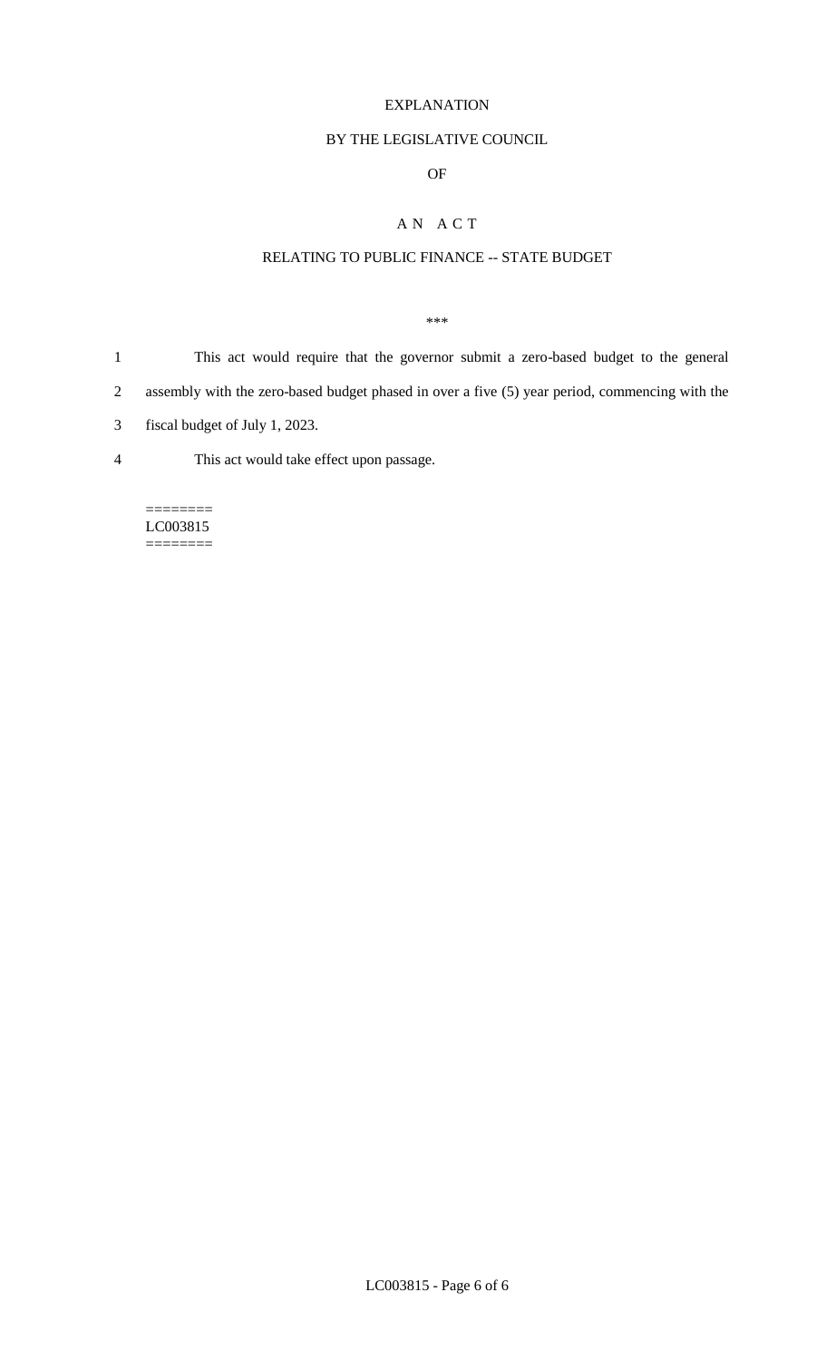EXPLANATION

BY THE LEGISLATIVE COUNCIL

OF

A N A C T

RELATING TO PUBLIC FINANCE -- STATE BUDGET

\*\*\*

This act would require that the governor submit a zero-based budget to the general assembly with the zero-based budget phased in over a five (5) year period, commencing with the fiscal budget of July 1, 2023.

This act would take effect upon passage.

========
LC003815
========